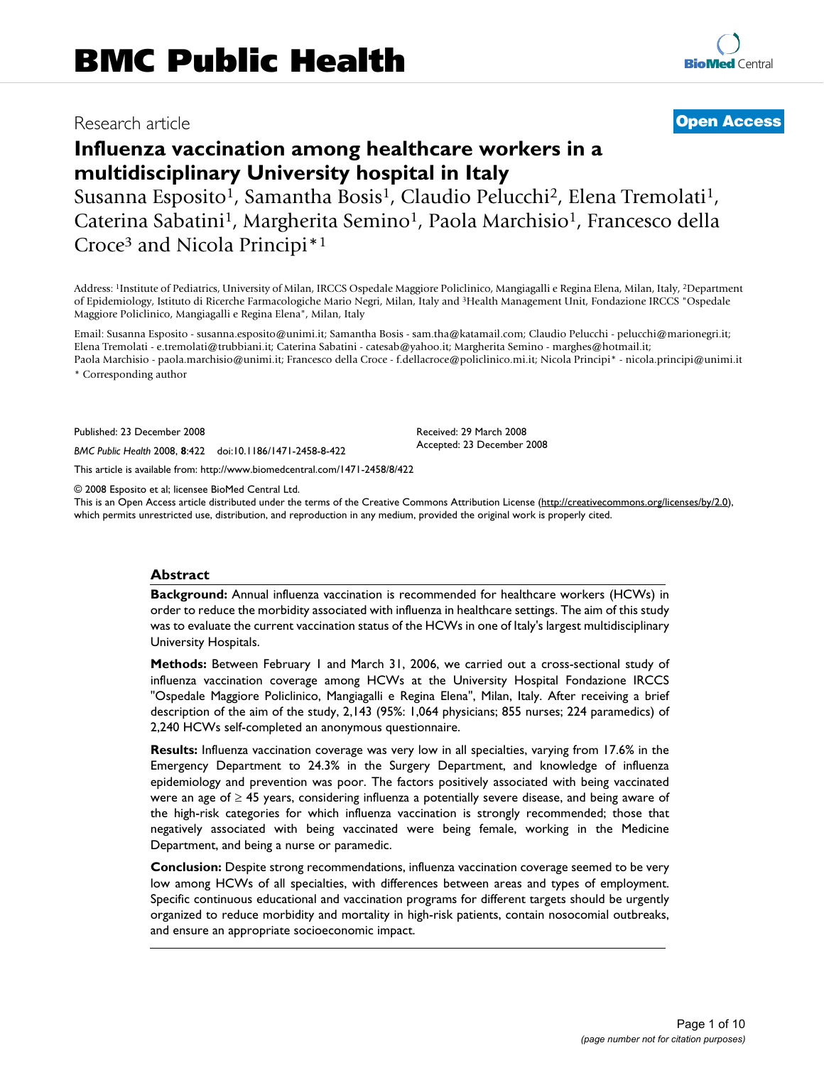Research article

**Open Access**

# Influenza vaccination among healthcare workers in a multidisciplinary University hospital in Italy

Susanna Esposito[1], Samantha Bosis[1], Claudio Pelucchi[2], Elena Tremolati[1], Caterina Sabatini[1], Margherita Semino[1], Paola Marchisio[1], Francesco della Croce[3] and Nicola Principi*[1]

Address: [1]Institute of Pediatrics, University of Milan, IRCCS Ospedale Maggiore Policlinico, Mangiagalli e Regina Elena, Milan, Italy, [2]Department of Epidemiology, Istituto di Ricerche Farmacologiche Mario Negri, Milan, Italy and [3]Health Management Unit, Fondazione IRCCS "Ospedale Maggiore Policlinico, Mangiagalli e Regina Elena", Milan, Italy

Email: Susanna Esposito - susanna.esposito@unimi.it; Samantha Bosis - sam.tha@katamail.com; Claudio Pelucchi - pelucchi@marionegri.it; Elena Tremolati - e.tremolati@trubbiani.it; Caterina Sabatini - catesab@yahoo.it; Margherita Semino - marghes@hotmail.it; Paola Marchisio - paola.marchisio@unimi.it; Francesco della Croce - f.dellacroce@policlinico.mi.it; Nicola Principi* - nicola.principi@unimi.it

\* Corresponding author

Published: 23 December 2008

*BMC Public Health* 2008, **8**:422 doi:10.1186/1471-2458-8-422

Received: 29 March 2008
Accepted: 23 December 2008

This article is available from: http://www.biomedcentral.com/1471-2458/8/422

© 2008 Esposito et al; licensee BioMed Central Ltd.
This is an Open Access article distributed under the terms of the Creative Commons Attribution License (http://creativecommons.org/licenses/by/2.0), which permits unrestricted use, distribution, and reproduction in any medium, provided the original work is properly cited.

## Abstract

**Background:** Annual influenza vaccination is recommended for healthcare workers (HCWs) in order to reduce the morbidity associated with influenza in healthcare settings. The aim of this study was to evaluate the current vaccination status of the HCWs in one of Italy's largest multidisciplinary University Hospitals.

**Methods:** Between February 1 and March 31, 2006, we carried out a cross-sectional study of influenza vaccination coverage among HCWs at the University Hospital Fondazione IRCCS "Ospedale Maggiore Policlinico, Mangiagalli e Regina Elena", Milan, Italy. After receiving a brief description of the aim of the study, 2,143 (95%: 1,064 physicians; 855 nurses; 224 paramedics) of 2,240 HCWs self-completed an anonymous questionnaire.

**Results:** Influenza vaccination coverage was very low in all specialties, varying from 17.6% in the Emergency Department to 24.3% in the Surgery Department, and knowledge of influenza epidemiology and prevention was poor. The factors positively associated with being vaccinated were an age of $\geq$ 45 years, considering influenza a potentially severe disease, and being aware of the high-risk categories for which influenza vaccination is strongly recommended; those that negatively associated with being vaccinated were being female, working in the Medicine Department, and being a nurse or paramedic.

**Conclusion:** Despite strong recommendations, influenza vaccination coverage seemed to be very low among HCWs of all specialties, with differences between areas and types of employment. Specific continuous educational and vaccination programs for different targets should be urgently organized to reduce morbidity and mortality in high-risk patients, contain nosocomial outbreaks, and ensure an appropriate socioeconomic impact.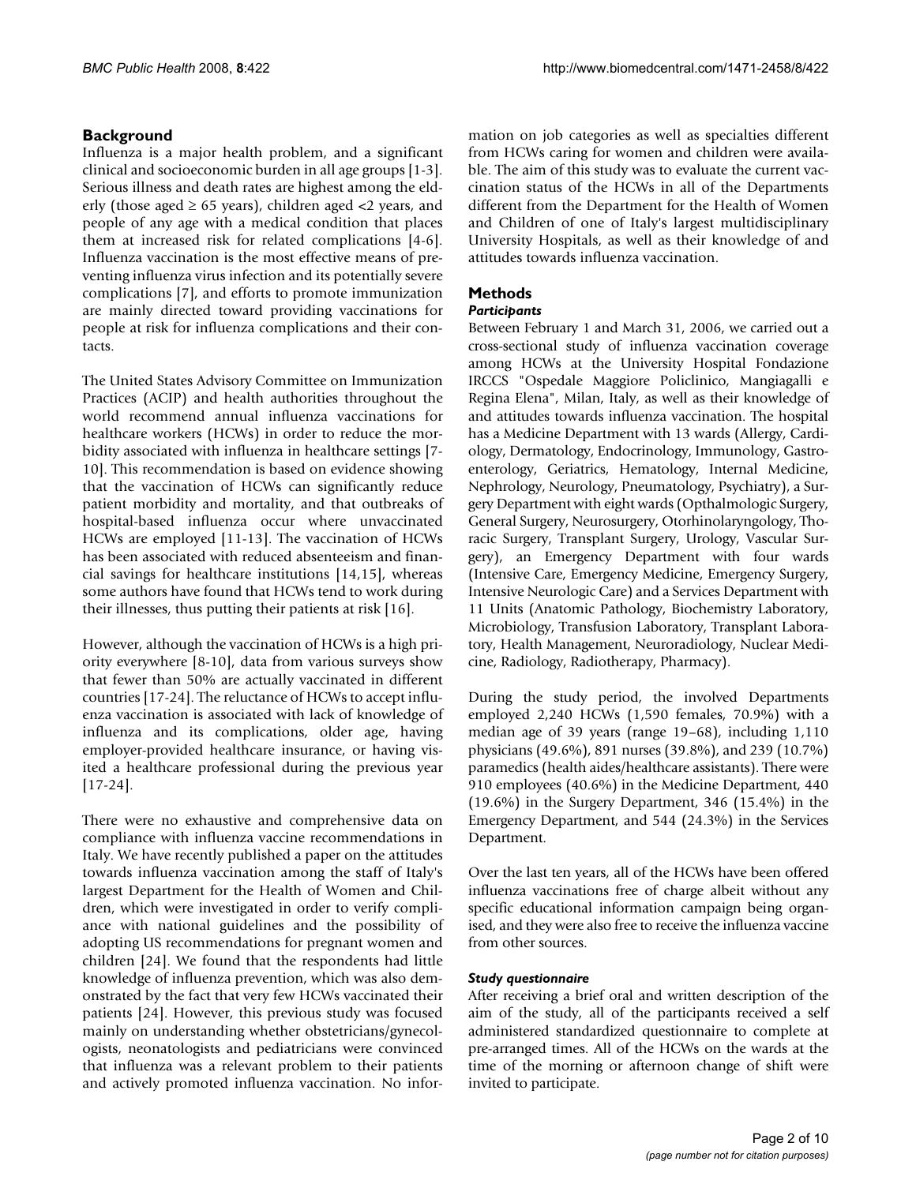## Background

Influenza is a major health problem, and a significant clinical and socioeconomic burden in all age groups [1-3]. Serious illness and death rates are highest among the elderly (those aged ≥ 65 years), children aged <2 years, and people of any age with a medical condition that places them at increased risk for related complications [4-6]. Influenza vaccination is the most effective means of preventing influenza virus infection and its potentially severe complications [7], and efforts to promote immunization are mainly directed toward providing vaccinations for people at risk for influenza complications and their contacts.

The United States Advisory Committee on Immunization Practices (ACIP) and health authorities throughout the world recommend annual influenza vaccinations for healthcare workers (HCWs) in order to reduce the morbidity associated with influenza in healthcare settings [7-10]. This recommendation is based on evidence showing that the vaccination of HCWs can significantly reduce patient morbidity and mortality, and that outbreaks of hospital-based influenza occur where unvaccinated HCWs are employed [11-13]. The vaccination of HCWs has been associated with reduced absenteeism and financial savings for healthcare institutions [14,15], whereas some authors have found that HCWs tend to work during their illnesses, thus putting their patients at risk [16].

However, although the vaccination of HCWs is a high priority everywhere [8-10], data from various surveys show that fewer than 50% are actually vaccinated in different countries [17-24]. The reluctance of HCWs to accept influenza vaccination is associated with lack of knowledge of influenza and its complications, older age, having employer-provided healthcare insurance, or having visited a healthcare professional during the previous year [17-24].

There were no exhaustive and comprehensive data on compliance with influenza vaccine recommendations in Italy. We have recently published a paper on the attitudes towards influenza vaccination among the staff of Italy's largest Department for the Health of Women and Children, which were investigated in order to verify compliance with national guidelines and the possibility of adopting US recommendations for pregnant women and children [24]. We found that the respondents had little knowledge of influenza prevention, which was also demonstrated by the fact that very few HCWs vaccinated their patients [24]. However, this previous study was focused mainly on understanding whether obstetricians/gynecologists, neonatologists and pediatricians were convinced that influenza was a relevant problem to their patients and actively promoted influenza vaccination. No information on job categories as well as specialties different from HCWs caring for women and children were available. The aim of this study was to evaluate the current vaccination status of the HCWs in all of the Departments different from the Department for the Health of Women and Children of one of Italy's largest multidisciplinary University Hospitals, as well as their knowledge of and attitudes towards influenza vaccination.

## Methods

### *Participants*

Between February 1 and March 31, 2006, we carried out a cross-sectional study of influenza vaccination coverage among HCWs at the University Hospital Fondazione IRCCS "Ospedale Maggiore Policlinico, Mangiagalli e Regina Elena", Milan, Italy, as well as their knowledge of and attitudes towards influenza vaccination. The hospital has a Medicine Department with 13 wards (Allergy, Cardiology, Dermatology, Endocrinology, Immunology, Gastroenterology, Geriatrics, Hematology, Internal Medicine, Nephrology, Neurology, Pneumatology, Psychiatry), a Surgery Department with eight wards (Opthalmologic Surgery, General Surgery, Neurosurgery, Otorhinolaryngology, Thoracic Surgery, Transplant Surgery, Urology, Vascular Surgery), an Emergency Department with four wards (Intensive Care, Emergency Medicine, Emergency Surgery, Intensive Neurologic Care) and a Services Department with 11 Units (Anatomic Pathology, Biochemistry Laboratory, Microbiology, Transfusion Laboratory, Transplant Laboratory, Health Management, Neuroradiology, Nuclear Medicine, Radiology, Radiotherapy, Pharmacy).

During the study period, the involved Departments employed 2,240 HCWs (1,590 females, 70.9%) with a median age of 39 years (range 19–68), including 1,110 physicians (49.6%), 891 nurses (39.8%), and 239 (10.7%) paramedics (health aides/healthcare assistants). There were 910 employees (40.6%) in the Medicine Department, 440 (19.6%) in the Surgery Department, 346 (15.4%) in the Emergency Department, and 544 (24.3%) in the Services Department.

Over the last ten years, all of the HCWs have been offered influenza vaccinations free of charge albeit without any specific educational information campaign being organised, and they were also free to receive the influenza vaccine from other sources.

### *Study questionnaire*

After receiving a brief oral and written description of the aim of the study, all of the participants received a self administered standardized questionnaire to complete at pre-arranged times. All of the HCWs on the wards at the time of the morning or afternoon change of shift were invited to participate.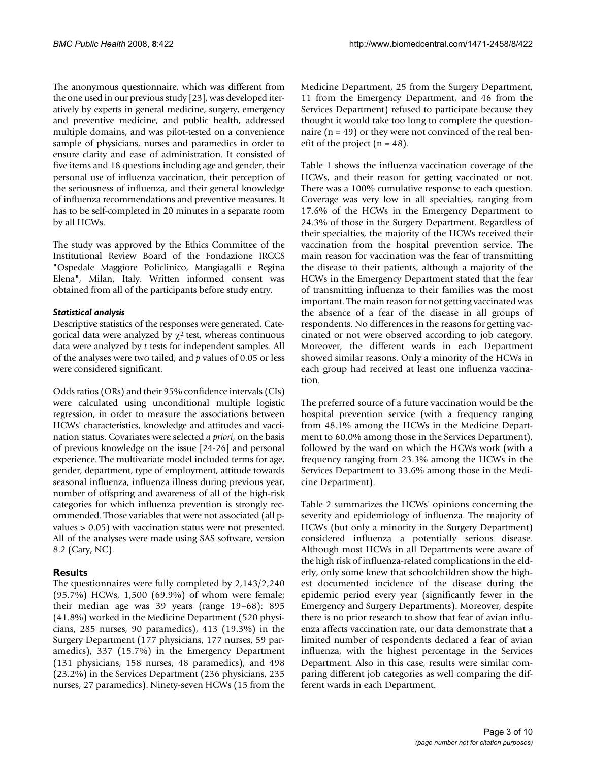The anonymous questionnaire, which was different from the one used in our previous study [23], was developed iteratively by experts in general medicine, surgery, emergency and preventive medicine, and public health, addressed multiple domains, and was pilot-tested on a convenience sample of physicians, nurses and paramedics in order to ensure clarity and ease of administration. It consisted of five items and 18 questions including age and gender, their personal use of influenza vaccination, their perception of the seriousness of influenza, and their general knowledge of influenza recommendations and preventive measures. It has to be self-completed in 20 minutes in a separate room by all HCWs.

The study was approved by the Ethics Committee of the Institutional Review Board of the Fondazione IRCCS "Ospedale Maggiore Policlinico, Mangiagalli e Regina Elena", Milan, Italy. Written informed consent was obtained from all of the participants before study entry.

### *Statistical analysis*

Descriptive statistics of the responses were generated. Categorical data were analyzed by $\chi^2$ test, whereas continuous data were analyzed by *t* tests for independent samples. All of the analyses were two tailed, and *p* values of 0.05 or less were considered significant.

Odds ratios (ORs) and their 95% confidence intervals (CIs) were calculated using unconditional multiple logistic regression, in order to measure the associations between HCWs' characteristics, knowledge and attitudes and vaccination status. Covariates were selected *a priori*, on the basis of previous knowledge on the issue [24-26] and personal experience. The multivariate model included terms for age, gender, department, type of employment, attitude towards seasonal influenza, influenza illness during previous year, number of offspring and awareness of all of the high-risk categories for which influenza prevention is strongly recommended. Those variables that were not associated (all p-values > 0.05) with vaccination status were not presented. All of the analyses were made using SAS software, version 8.2 (Cary, NC).

## Results

The questionnaires were fully completed by 2,143/2,240 (95.7%) HCWs, 1,500 (69.9%) of whom were female; their median age was 39 years (range 19–68): 895 (41.8%) worked in the Medicine Department (520 physicians, 285 nurses, 90 paramedics), 413 (19.3%) in the Surgery Department (177 physicians, 177 nurses, 59 paramedics), 337 (15.7%) in the Emergency Department (131 physicians, 158 nurses, 48 paramedics), and 498 (23.2%) in the Services Department (236 physicians, 235 nurses, 27 paramedics). Ninety-seven HCWs (15 from the Medicine Department, 25 from the Surgery Department, 11 from the Emergency Department, and 46 from the Services Department) refused to participate because they thought it would take too long to complete the questionnaire (n = 49) or they were not convinced of the real benefit of the project (n = 48).

Table 1 shows the influenza vaccination coverage of the HCWs, and their reason for getting vaccinated or not. There was a 100% cumulative response to each question. Coverage was very low in all specialties, ranging from 17.6% of the HCWs in the Emergency Department to 24.3% of those in the Surgery Department. Regardless of their specialties, the majority of the HCWs received their vaccination from the hospital prevention service. The main reason for vaccination was the fear of transmitting the disease to their patients, although a majority of the HCWs in the Emergency Department stated that the fear of transmitting influenza to their families was the most important. The main reason for not getting vaccinated was the absence of a fear of the disease in all groups of respondents. No differences in the reasons for getting vaccinated or not were observed according to job category. Moreover, the different wards in each Department showed similar reasons. Only a minority of the HCWs in each group had received at least one influenza vaccination.

The preferred source of a future vaccination would be the hospital prevention service (with a frequency ranging from 48.1% among the HCWs in the Medicine Department to 60.0% among those in the Services Department), followed by the ward on which the HCWs work (with a frequency ranging from 23.3% among the HCWs in the Services Department to 33.6% among those in the Medicine Department).

Table 2 summarizes the HCWs' opinions concerning the severity and epidemiology of influenza. The majority of HCWs (but only a minority in the Surgery Department) considered influenza a potentially serious disease. Although most HCWs in all Departments were aware of the high risk of influenza-related complications in the elderly, only some knew that schoolchildren show the highest documented incidence of the disease during the epidemic period every year (significantly fewer in the Emergency and Surgery Departments). Moreover, despite there is no prior research to show that fear of avian influenza affects vaccination rate, our data demonstrate that a limited number of respondents declared a fear of avian influenza, with the highest percentage in the Services Department. Also in this case, results were similar comparing different job categories as well comparing the different wards in each Department.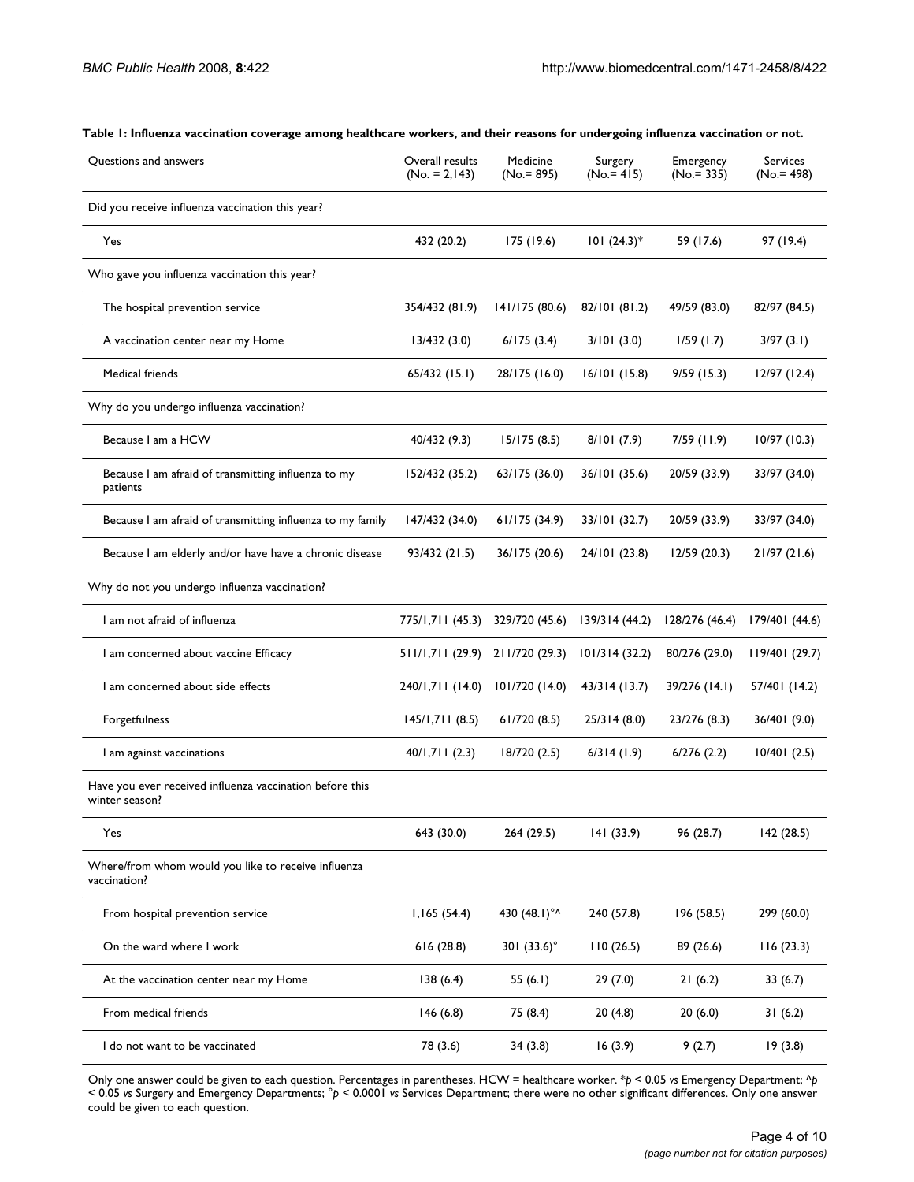**Table 1: Influenza vaccination coverage among healthcare workers, and their reasons for undergoing influenza vaccination or not.**

| Questions and answers | Overall results (No. = 2,143) | Medicine (No.= 895) | Surgery (No.= 415) | Emergency (No.= 335) | Services (No.= 498) |
|---|---|---|---|---|---|
| Did you receive influenza vaccination this year? | | | | | |
| Yes | 432 (20.2) | 175 (19.6) | 101 (24.3)* | 59 (17.6) | 97 (19.4) |
| Who gave you influenza vaccination this year? | | | | | |
| The hospital prevention service | 354/432 (81.9) | 141/175 (80.6) | 82/101 (81.2) | 49/59 (83.0) | 82/97 (84.5) |
| A vaccination center near my Home | 13/432 (3.0) | 6/175 (3.4) | 3/101 (3.0) | 1/59 (1.7) | 3/97 (3.1) |
| Medical friends | 65/432 (15.1) | 28/175 (16.0) | 16/101 (15.8) | 9/59 (15.3) | 12/97 (12.4) |
| Why do you undergo influenza vaccination? | | | | | |
| Because I am a HCW | 40/432 (9.3) | 15/175 (8.5) | 8/101 (7.9) | 7/59 (11.9) | 10/97 (10.3) |
| Because I am afraid of transmitting influenza to my patients | 152/432 (35.2) | 63/175 (36.0) | 36/101 (35.6) | 20/59 (33.9) | 33/97 (34.0) |
| Because I am afraid of transmitting influenza to my family | 147/432 (34.0) | 61/175 (34.9) | 33/101 (32.7) | 20/59 (33.9) | 33/97 (34.0) |
| Because I am elderly and/or have have a chronic disease | 93/432 (21.5) | 36/175 (20.6) | 24/101 (23.8) | 12/59 (20.3) | 21/97 (21.6) |
| Why do not you undergo influenza vaccination? | | | | | |
| I am not afraid of influenza | 775/1,711 (45.3) | 329/720 (45.6) | 139/314 (44.2) | 128/276 (46.4) | 179/401 (44.6) |
| I am concerned about vaccine Efficacy | 511/1,711 (29.9) | 211/720 (29.3) | 101/314 (32.2) | 80/276 (29.0) | 119/401 (29.7) |
| I am concerned about side effects | 240/1,711 (14.0) | 101/720 (14.0) | 43/314 (13.7) | 39/276 (14.1) | 57/401 (14.2) |
| Forgetfulness | 145/1,711 (8.5) | 61/720 (8.5) | 25/314 (8.0) | 23/276 (8.3) | 36/401 (9.0) |
| I am against vaccinations | 40/1,711 (2.3) | 18/720 (2.5) | 6/314 (1.9) | 6/276 (2.2) | 10/401 (2.5) |
| Have you ever received influenza vaccination before this winter season? | | | | | |
| Yes | 643 (30.0) | 264 (29.5) | 141 (33.9) | 96 (28.7) | 142 (28.5) |
| Where/from whom would you like to receive influenza vaccination? | | | | | |
| From hospital prevention service | 1,165 (54.4) | 430 (48.1)°^ | 240 (57.8) | 196 (58.5) | 299 (60.0) |
| On the ward where I work | 616 (28.8) | 301 (33.6)° | 110 (26.5) | 89 (26.6) | 116 (23.3) |
| At the vaccination center near my Home | 138 (6.4) | 55 (6.1) | 29 (7.0) | 21 (6.2) | 33 (6.7) |
| From medical friends | 146 (6.8) | 75 (8.4) | 20 (4.8) | 20 (6.0) | 31 (6.2) |
| I do not want to be vaccinated | 78 (3.6) | 34 (3.8) | 16 (3.9) | 9 (2.7) | 19 (3.8) |

Only one answer could be given to each question. Percentages in parentheses. HCW = healthcare worker. *$p < 0.05$ *vs* Emergency Department; ^$p < 0.05$ *vs* Surgery and Emergency Departments; °$p < 0.0001$ *vs* Services Department; there were no other significant differences. Only one answer could be given to each question.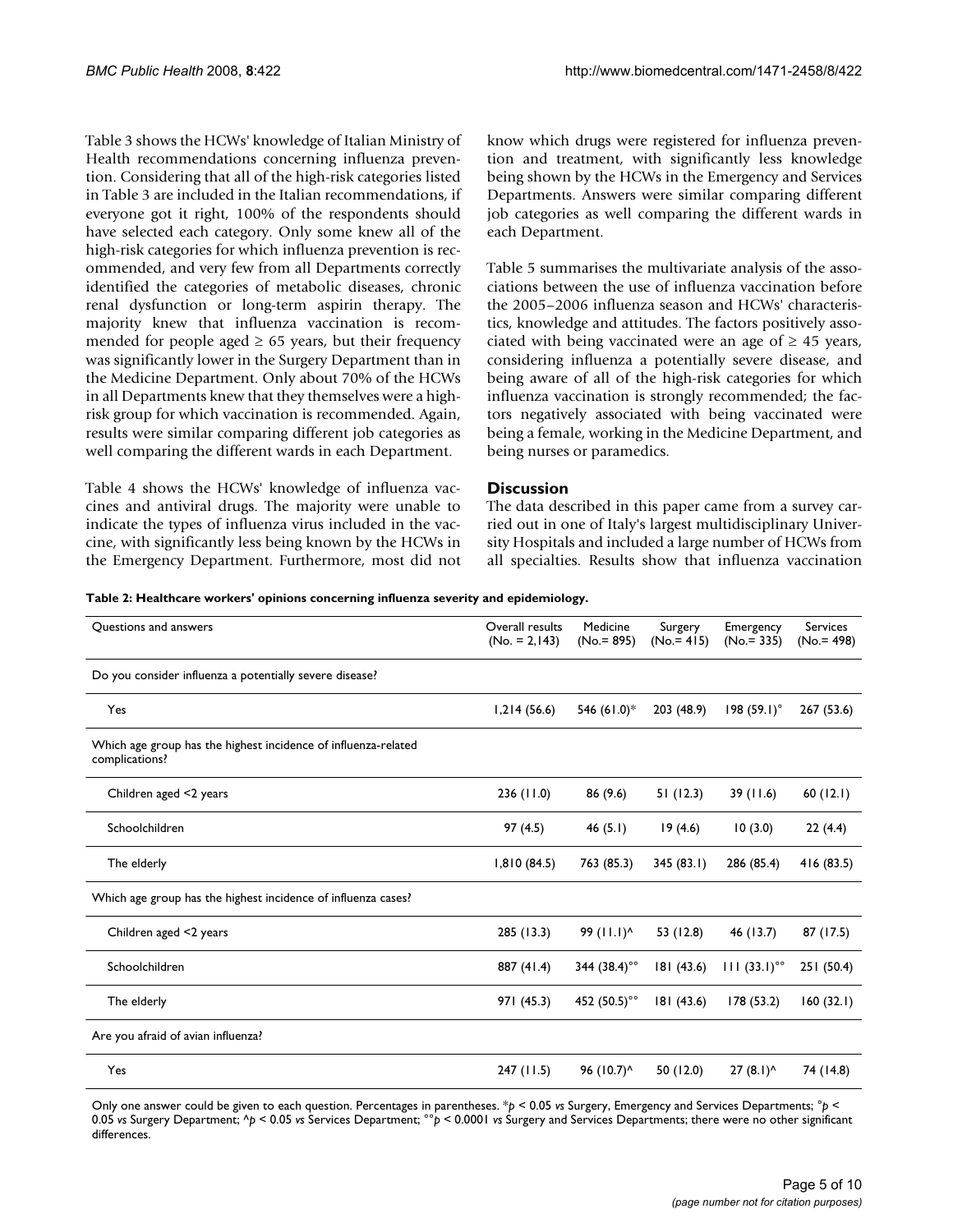Table 3 shows the HCWs' knowledge of Italian Ministry of Health recommendations concerning influenza prevention. Considering that all of the high-risk categories listed in Table 3 are included in the Italian recommendations, if everyone got it right, 100% of the respondents should have selected each category. Only some knew all of the high-risk categories for which influenza prevention is recommended, and very few from all Departments correctly identified the categories of metabolic diseases, chronic renal dysfunction or long-term aspirin therapy. The majority knew that influenza vaccination is recommended for people aged ≥ 65 years, but their frequency was significantly lower in the Surgery Department than in the Medicine Department. Only about 70% of the HCWs in all Departments knew that they themselves were a high-risk group for which vaccination is recommended. Again, results were similar comparing different job categories as well comparing the different wards in each Department.

Table 4 shows the HCWs' knowledge of influenza vaccines and antiviral drugs. The majority were unable to indicate the types of influenza virus included in the vaccine, with significantly less being known by the HCWs in the Emergency Department. Furthermore, most did not know which drugs were registered for influenza prevention and treatment, with significantly less knowledge being shown by the HCWs in the Emergency and Services Departments. Answers were similar comparing different job categories as well comparing the different wards in each Department.

Table 5 summarises the multivariate analysis of the associations between the use of influenza vaccination before the 2005–2006 influenza season and HCWs' characteristics, knowledge and attitudes. The factors positively associated with being vaccinated were an age of ≥ 45 years, considering influenza a potentially severe disease, and being aware of all of the high-risk categories for which influenza vaccination is strongly recommended; the factors negatively associated with being vaccinated were being a female, working in the Medicine Department, and being nurses or paramedics.

## Discussion

The data described in this paper came from a survey carried out in one of Italy's largest multidisciplinary University Hospitals and included a large number of HCWs from all specialties. Results show that influenza vaccination

**Table 2: Healthcare workers' opinions concerning influenza severity and epidemiology.**

| Questions and answers | Overall results (No. = 2,143) | Medicine (No.= 895) | Surgery (No.= 415) | Emergency (No.= 335) | Services (No.= 498) |
|---|---|---|---|---|---|
| Do you consider influenza a potentially severe disease? | | | | | |
| Yes | 1,214 (56.6) | 546 (61.0)* | 203 (48.9) | 198 (59.1)° | 267 (53.6) |
| Which age group has the highest incidence of influenza-related complications? | | | | | |
| Children aged <2 years | 236 (11.0) | 86 (9.6) | 51 (12.3) | 39 (11.6) | 60 (12.1) |
| Schoolchildren | 97 (4.5) | 46 (5.1) | 19 (4.6) | 10 (3.0) | 22 (4.4) |
| The elderly | 1,810 (84.5) | 763 (85.3) | 345 (83.1) | 286 (85.4) | 416 (83.5) |
| Which age group has the highest incidence of influenza cases? | | | | | |
| Children aged <2 years | 285 (13.3) | 99 (11.1)^ | 53 (12.8) | 46 (13.7) | 87 (17.5) |
| Schoolchildren | 887 (41.4) | 344 (38.4)°° | 181 (43.6) | 111 (33.1)°° | 251 (50.4) |
| The elderly | 971 (45.3) | 452 (50.5)°° | 181 (43.6) | 178 (53.2) | 160 (32.1) |
| Are you afraid of avian influenza? | | | | | |
| Yes | 247 (11.5) | 96 (10.7)^ | 50 (12.0) | 27 (8.1)^ | 74 (14.8) |

Only one answer could be given to each question. Percentages in parentheses. *$p < 0.05$ *vs* Surgery, Emergency and Services Departments; °$p < 0.05$ *vs* Surgery Department; ^$p < 0.05$ *vs* Services Department; °°$p < 0.0001$ *vs* Surgery and Services Departments; there were no other significant differences.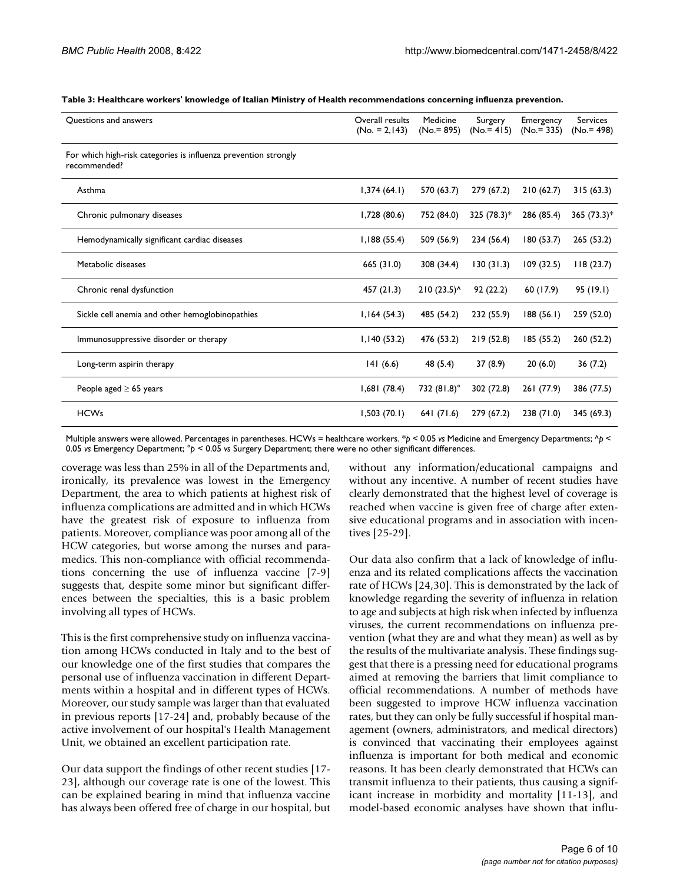**Table 3: Healthcare workers' knowledge of Italian Ministry of Health recommendations concerning influenza prevention.**

| Questions and answers | Overall results (No. = 2,143) | Medicine (No.= 895) | Surgery (No.= 415) | Emergency (No.= 335) | Services (No.= 498) |
|---|---|---|---|---|---|
| For which high-risk categories is influenza prevention strongly recommended? | | | | | |
| Asthma | 1,374 (64.1) | 570 (63.7) | 279 (67.2) | 210 (62.7) | 315 (63.3) |
| Chronic pulmonary diseases | 1,728 (80.6) | 752 (84.0) | 325 (78.3)* | 286 (85.4) | 365 (73.3)* |
| Hemodynamically significant cardiac diseases | 1,188 (55.4) | 509 (56.9) | 234 (56.4) | 180 (53.7) | 265 (53.2) |
| Metabolic diseases | 665 (31.0) | 308 (34.4) | 130 (31.3) | 109 (32.5) | 118 (23.7) |
| Chronic renal dysfunction | 457 (21.3) | 210 (23.5)^ | 92 (22.2) | 60 (17.9) | 95 (19.1) |
| Sickle cell anemia and other hemoglobinopathies | 1,164 (54.3) | 485 (54.2) | 232 (55.9) | 188 (56.1) | 259 (52.0) |
| Immunosuppressive disorder or therapy | 1,140 (53.2) | 476 (53.2) | 219 (52.8) | 185 (55.2) | 260 (52.2) |
| Long-term aspirin therapy | 141 (6.6) | 48 (5.4) | 37 (8.9) | 20 (6.0) | 36 (7.2) |
| People aged ≥ 65 years | 1,681 (78.4) | 732 (81.8)° | 302 (72.8) | 261 (77.9) | 386 (77.5) |
| HCWs | 1,503 (70.1) | 641 (71.6) | 279 (67.2) | 238 (71.0) | 345 (69.3) |

Multiple answers were allowed. Percentages in parentheses. HCWs = healthcare workers. *$p < 0.05$ *vs* Medicine and Emergency Departments; ^$p < 0.05$ *vs* Emergency Department; °$p < 0.05$ *vs* Surgery Department; there were no other significant differences.

coverage was less than 25% in all of the Departments and, ironically, its prevalence was lowest in the Emergency Department, the area to which patients at highest risk of influenza complications are admitted and in which HCWs have the greatest risk of exposure to influenza from patients. Moreover, compliance was poor among all of the HCW categories, but worse among the nurses and paramedics. This non-compliance with official recommendations concerning the use of influenza vaccine [7-9] suggests that, despite some minor but significant differences between the specialties, this is a basic problem involving all types of HCWs.

This is the first comprehensive study on influenza vaccination among HCWs conducted in Italy and to the best of our knowledge one of the first studies that compares the personal use of influenza vaccination in different Departments within a hospital and in different types of HCWs. Moreover, our study sample was larger than that evaluated in previous reports [17-24] and, probably because of the active involvement of our hospital's Health Management Unit, we obtained an excellent participation rate.

Our data support the findings of other recent studies [17-23], although our coverage rate is one of the lowest. This can be explained bearing in mind that influenza vaccine has always been offered free of charge in our hospital, but without any information/educational campaigns and without any incentive. A number of recent studies have clearly demonstrated that the highest level of coverage is reached when vaccine is given free of charge after extensive educational programs and in association with incentives [25-29].

Our data also confirm that a lack of knowledge of influenza and its related complications affects the vaccination rate of HCWs [24,30]. This is demonstrated by the lack of knowledge regarding the severity of influenza in relation to age and subjects at high risk when infected by influenza viruses, the current recommendations on influenza prevention (what they are and what they mean) as well as by the results of the multivariate analysis. These findings suggest that there is a pressing need for educational programs aimed at removing the barriers that limit compliance to official recommendations. A number of methods have been suggested to improve HCW influenza vaccination rates, but they can only be fully successful if hospital management (owners, administrators, and medical directors) is convinced that vaccinating their employees against influenza is important for both medical and economic reasons. It has been clearly demonstrated that HCWs can transmit influenza to their patients, thus causing a significant increase in morbidity and mortality [11-13], and model-based economic analyses have shown that influ-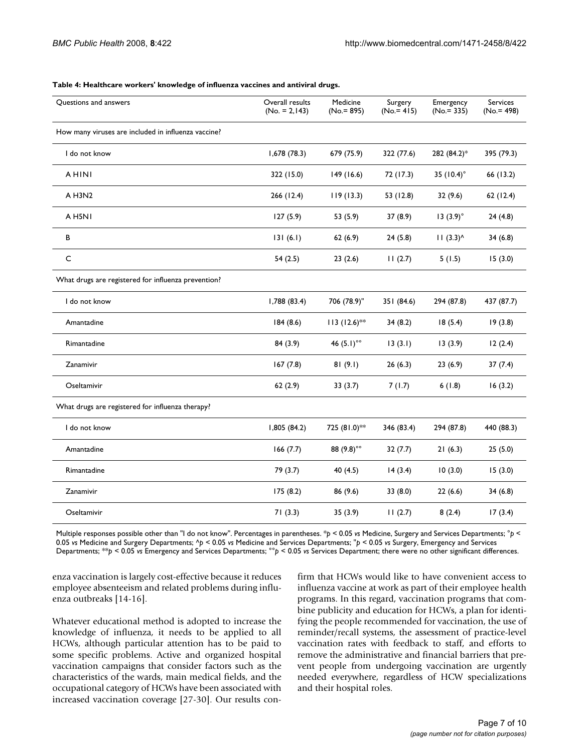**Table 4: Healthcare workers' knowledge of influenza vaccines and antiviral drugs.**

| Questions and answers | Overall results (No. = 2,143) | Medicine (No.= 895) | Surgery (No.= 415) | Emergency (No.= 335) | Services (No.= 498) |
|---|---|---|---|---|---|
| How many viruses are included in influenza vaccine? | | | | | |
| I do not know | 1,678 (78.3) | 679 (75.9) | 322 (77.6) | 282 (84.2)* | 395 (79.3) |
| A H1N1 | 322 (15.0) | 149 (16.6) | 72 (17.3) | 35 (10.4)° | 66 (13.2) |
| A H3N2 | 266 (12.4) | 119 (13.3) | 53 (12.8) | 32 (9.6) | 62 (12.4) |
| A H5N1 | 127 (5.9) | 53 (5.9) | 37 (8.9) | 13 (3.9)° | 24 (4.8) |
| B | 131 (6.1) | 62 (6.9) | 24 (5.8) | 11 (3.3)^ | 34 (6.8) |
| C | 54 (2.5) | 23 (2.6) | 11 (2.7) | 5 (1.5) | 15 (3.0) |
| What drugs are registered for influenza prevention? | | | | | |
| I do not know | 1,788 (83.4) | 706 (78.9)" | 351 (84.6) | 294 (87.8) | 437 (87.7) |
| Amantadine | 184 (8.6) | 113 (12.6)** | 34 (8.2) | 18 (5.4) | 19 (3.8) |
| Rimantadine | 84 (3.9) | 46 (5.1)°° | 13 (3.1) | 13 (3.9) | 12 (2.4) |
| Zanamivir | 167 (7.8) | 81 (9.1) | 26 (6.3) | 23 (6.9) | 37 (7.4) |
| Oseltamivir | 62 (2.9) | 33 (3.7) | 7 (1.7) | 6 (1.8) | 16 (3.2) |
| What drugs are registered for influenza therapy? | | | | | |
| I do not know | 1,805 (84.2) | 725 (81.0)** | 346 (83.4) | 294 (87.8) | 440 (88.3) |
| Amantadine | 166 (7.7) | 88 (9.8)°° | 32 (7.7) | 21 (6.3) | 25 (5.0) |
| Rimantadine | 79 (3.7) | 40 (4.5) | 14 (3.4) | 10 (3.0) | 15 (3.0) |
| Zanamivir | 175 (8.2) | 86 (9.6) | 33 (8.0) | 22 (6.6) | 34 (6.8) |
| Oseltamivir | 71 (3.3) | 35 (3.9) | 11 (2.7) | 8 (2.4) | 17 (3.4) |

Multiple responses possible other than "I do not know". Percentages in parentheses. *$p < 0.05$ *vs* Medicine, Surgery and Services Departments; °$p < 0.05$ *vs* Medicine and Surgery Departments; ^$p < 0.05$ *vs* Medicine and Services Departments; "$p < 0.05$ *vs* Surgery, Emergency and Services Departments; **$p < 0.05$ *vs* Emergency and Services Departments; °°$p < 0.05$ *vs* Services Department; there were no other significant differences.

enza vaccination is largely cost-effective because it reduces employee absenteeism and related problems during influenza outbreaks [14-16].

Whatever educational method is adopted to increase the knowledge of influenza, it needs to be applied to all HCWs, although particular attention has to be paid to some specific problems. Active and organized hospital vaccination campaigns that consider factors such as the characteristics of the wards, main medical fields, and the occupational category of HCWs have been associated with increased vaccination coverage [27-30]. Our results confirm that HCWs would like to have convenient access to influenza vaccine at work as part of their employee health programs. In this regard, vaccination programs that combine publicity and education for HCWs, a plan for identifying the people recommended for vaccination, the use of reminder/recall systems, the assessment of practice-level vaccination rates with feedback to staff, and efforts to remove the administrative and financial barriers that prevent people from undergoing vaccination are urgently needed everywhere, regardless of HCW specializations and their hospital roles.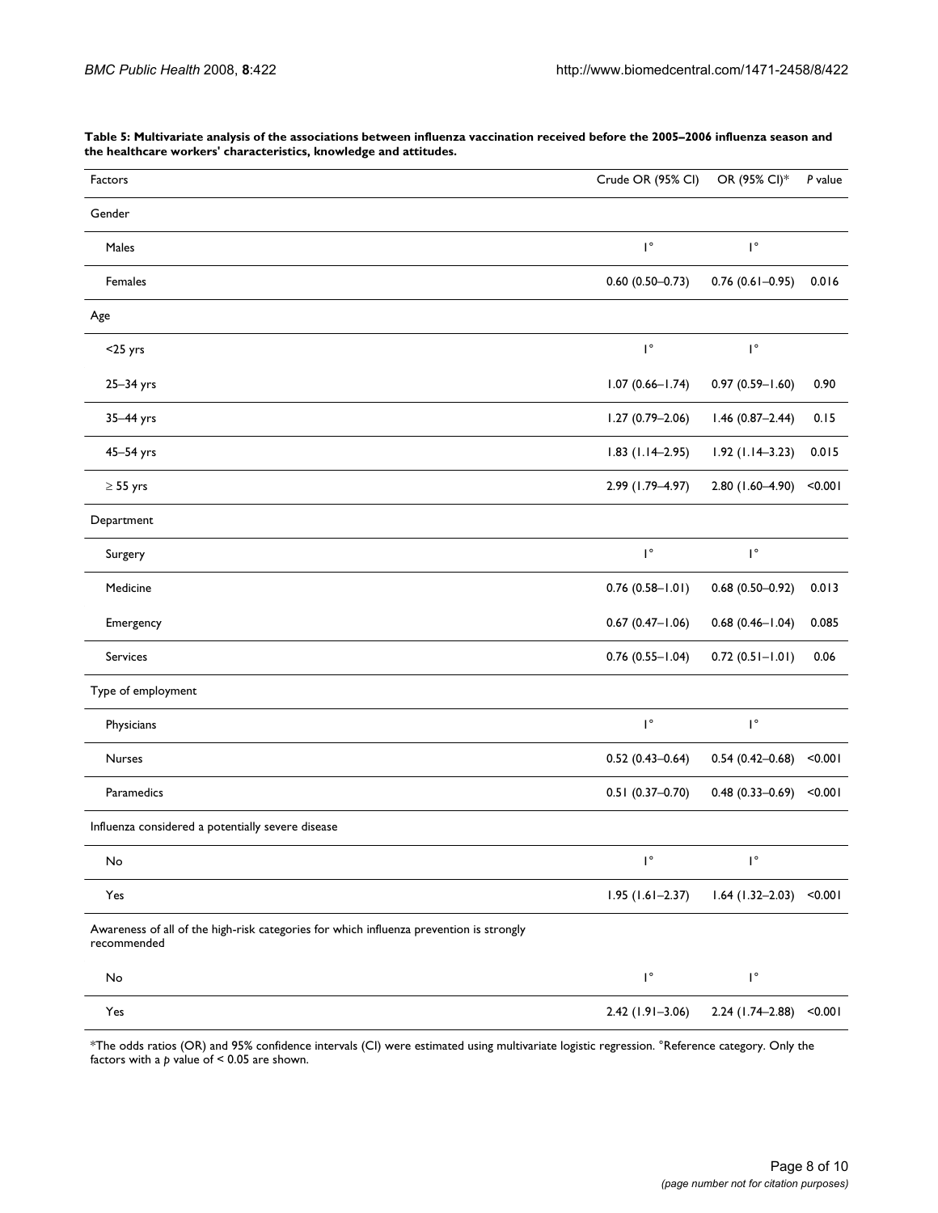**Table 5: Multivariate analysis of the associations between influenza vaccination received before the 2005–2006 influenza season and the healthcare workers' characteristics, knowledge and attitudes.**

| Factors | Crude OR (95% CI) | OR (95% CI)* | *P* value |
| --- | --- | --- | --- |
| Gender | | | |
| Males | 1° | 1° | |
| Females | 0.60 (0.50–0.73) | 0.76 (0.61–0.95) | 0.016 |
| Age | | | |
| <25 yrs | 1° | 1° | |
| 25–34 yrs | 1.07 (0.66–1.74) | 0.97 (0.59–1.60) | 0.90 |
| 35–44 yrs | 1.27 (0.79–2.06) | 1.46 (0.87–2.44) | 0.15 |
| 45–54 yrs | 1.83 (1.14–2.95) | 1.92 (1.14–3.23) | 0.015 |
| ≥ 55 yrs | 2.99 (1.79–4.97) | 2.80 (1.60–4.90) | <0.001 |
| Department | | | |
| Surgery | 1° | 1° | |
| Medicine | 0.76 (0.58–1.01) | 0.68 (0.50–0.92) | 0.013 |
| Emergency | 0.67 (0.47–1.06) | 0.68 (0.46–1.04) | 0.085 |
| Services | 0.76 (0.55–1.04) | 0.72 (0.51–1.01) | 0.06 |
| Type of employment | | | |
| Physicians | 1° | 1° | |
| Nurses | 0.52 (0.43–0.64) | 0.54 (0.42–0.68) | <0.001 |
| Paramedics | 0.51 (0.37–0.70) | 0.48 (0.33–0.69) | <0.001 |
| Influenza considered a potentially severe disease | | | |
| No | 1° | 1° | |
| Yes | 1.95 (1.61–2.37) | 1.64 (1.32–2.03) | <0.001 |
| Awareness of all of the high-risk categories for which influenza prevention is strongly recommended | | | |
| No | 1° | 1° | |
| Yes | 2.42 (1.91–3.06) | 2.24 (1.74–2.88) | <0.001 |

*The odds ratios (OR) and 95% confidence intervals (CI) were estimated using multivariate logistic regression. °Reference category. Only the factors with a *p* value of < 0.05 are shown.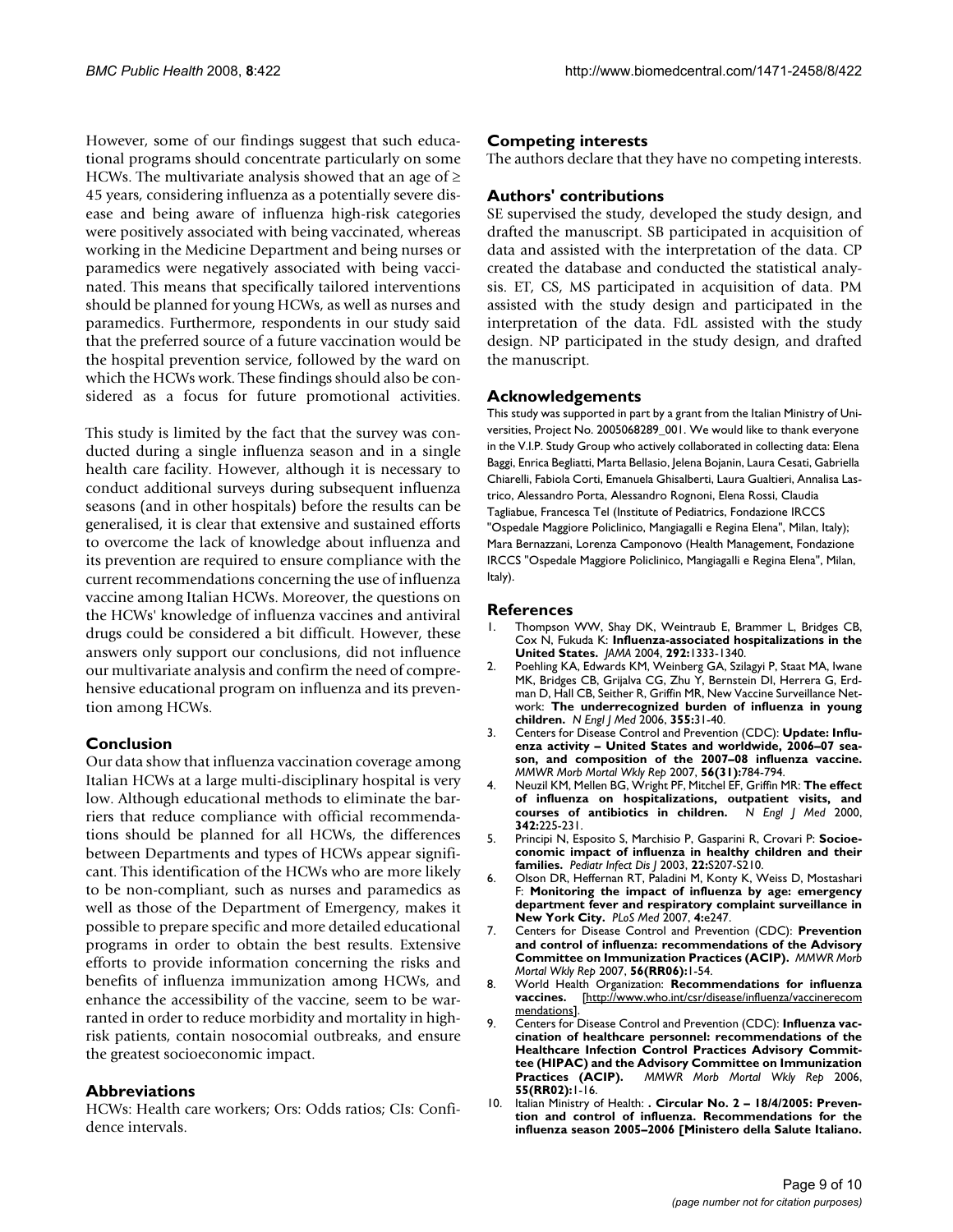However, some of our findings suggest that such educational programs should concentrate particularly on some HCWs. The multivariate analysis showed that an age of ≥ 45 years, considering influenza as a potentially severe disease and being aware of influenza high-risk categories were positively associated with being vaccinated, whereas working in the Medicine Department and being nurses or paramedics were negatively associated with being vaccinated. This means that specifically tailored interventions should be planned for young HCWs, as well as nurses and paramedics. Furthermore, respondents in our study said that the preferred source of a future vaccination would be the hospital prevention service, followed by the ward on which the HCWs work. These findings should also be considered as a focus for future promotional activities.

This study is limited by the fact that the survey was conducted during a single influenza season and in a single health care facility. However, although it is necessary to conduct additional surveys during subsequent influenza seasons (and in other hospitals) before the results can be generalised, it is clear that extensive and sustained efforts to overcome the lack of knowledge about influenza and its prevention are required to ensure compliance with the current recommendations concerning the use of influenza vaccine among Italian HCWs. Moreover, the questions on the HCWs' knowledge of influenza vaccines and antiviral drugs could be considered a bit difficult. However, these answers only support our conclusions, did not influence our multivariate analysis and confirm the need of comprehensive educational program on influenza and its prevention among HCWs.

## Conclusion

Our data show that influenza vaccination coverage among Italian HCWs at a large multi-disciplinary hospital is very low. Although educational methods to eliminate the barriers that reduce compliance with official recommendations should be planned for all HCWs, the differences between Departments and types of HCWs appear significant. This identification of the HCWs who are more likely to be non-compliant, such as nurses and paramedics as well as those of the Department of Emergency, makes it possible to prepare specific and more detailed educational programs in order to obtain the best results. Extensive efforts to provide information concerning the risks and benefits of influenza immunization among HCWs, and enhance the accessibility of the vaccine, seem to be warranted in order to reduce morbidity and mortality in high-risk patients, contain nosocomial outbreaks, and ensure the greatest socioeconomic impact.

## Abbreviations

HCWs: Health care workers; Ors: Odds ratios; CIs: Confidence intervals.

## Competing interests

The authors declare that they have no competing interests.

## Authors' contributions

SE supervised the study, developed the study design, and drafted the manuscript. SB participated in acquisition of data and assisted with the interpretation of the data. CP created the database and conducted the statistical analysis. ET, CS, MS participated in acquisition of data. PM assisted with the study design and participated in the interpretation of the data. FdL assisted with the study design. NP participated in the study design, and drafted the manuscript.

## Acknowledgements

This study was supported in part by a grant from the Italian Ministry of Universities, Project No. 2005068289_001. We would like to thank everyone in the V.I.P. Study Group who actively collaborated in collecting data: Elena Baggi, Enrica Begliatti, Marta Bellasio, Jelena Bojanin, Laura Cesati, Gabriella Chiarelli, Fabiola Corti, Emanuela Ghisalberti, Laura Gualtieri, Annalisa Lastrico, Alessandro Porta, Alessandro Rognoni, Elena Rossi, Claudia Tagliabue, Francesca Tel (Institute of Pediatrics, Fondazione IRCCS "Ospedale Maggiore Policlinico, Mangiagalli e Regina Elena", Milan, Italy); Mara Bernazzani, Lorenza Camponovo (Health Management, Fondazione IRCCS "Ospedale Maggiore Policlinico, Mangiagalli e Regina Elena", Milan, Italy).

## References

1. Thompson WW, Shay DK, Weintraub E, Brammer L, Bridges CB, Cox N, Fukuda K: **Influenza-associated hospitalizations in the United States.** *JAMA* 2004, **292:**1333-1340.
2. Poehling KA, Edwards KM, Weinberg GA, Szilagyi P, Staat MA, Iwane MK, Bridges CB, Grijalva CG, Zhu Y, Bernstein DI, Herrera G, Erdman D, Hall CB, Seither R, Griffin MR, New Vaccine Surveillance Network: **The underrecognized burden of influenza in young children.** *N Engl J Med* 2006, **355:**31-40.
3. Centers for Disease Control and Prevention (CDC): **Update: Influenza activity – United States and worldwide, 2006–07 season, and composition of the 2007–08 influenza vaccine.** *MMWR Morb Mortal Wkly Rep* 2007, **56(31):**784-794.
4. Neuzil KM, Mellen BG, Wright PF, Mitchel EF, Griffin MR: **The effect of influenza on hospitalizations, outpatient visits, and courses of antibiotics in children.** *N Engl J Med* 2000, **342:**225-231.
5. Principi N, Esposito S, Marchisio P, Gasparini R, Crovari P: **Socioeconomic impact of influenza in healthy children and their families.** *Pediatr Infect Dis J* 2003, **22:**S207-S210.
6. Olson DR, Heffernan RT, Paladini M, Konty K, Weiss D, Mostashari F: **Monitoring the impact of influenza by age: emergency department fever and respiratory complaint surveillance in New York City.** *PLoS Med* 2007, **4:**e247.
7. Centers for Disease Control and Prevention (CDC): **Prevention and control of influenza: recommendations of the Advisory Committee on Immunization Practices (ACIP).** *MMWR Morb Mortal Wkly Rep* 2007, **56(RR06):**1-54.
8. World Health Organization: **Recommendations for influenza vaccines.** [http://www.who.int/csr/disease/influenza/vaccinerecommendations].
9. Centers for Disease Control and Prevention (CDC): **Influenza vaccination of healthcare personnel: recommendations of the Healthcare Infection Control Practices Advisory Committee (HIPAC) and the Advisory Committee on Immunization Practices (ACIP).** *MMWR Morb Mortal Wkly Rep* 2006, **55(RR02):**1-16.
10. Italian Ministry of Health: **. Circular No. 2 – 18/4/2005: Prevention and control of influenza. Recommendations for the influenza season 2005–2006 [Ministero della Salute Italiano.**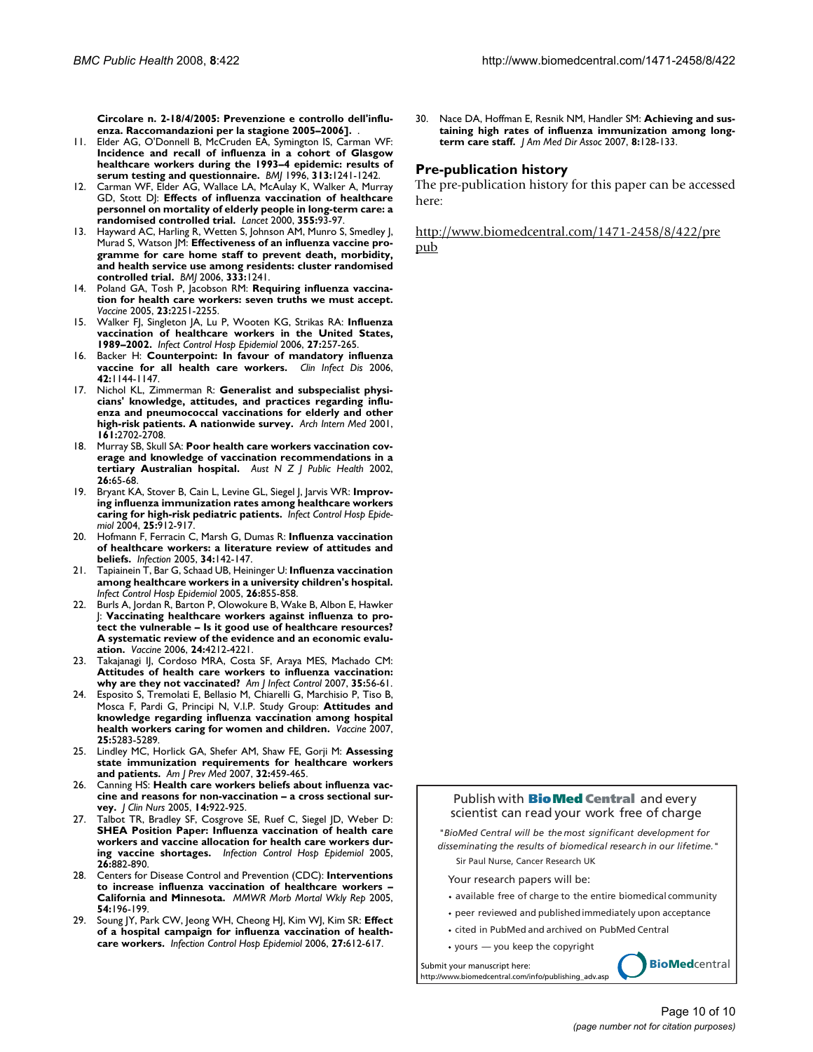Circolare n. 2-18/4/2005: Prevenzione e controllo dell'influenza. Raccomandazioni per la stagione 2005–2006]. .

11. Elder AG, O'Donnell B, McCruden EA, Symington IS, Carman WF: **Incidence and recall of influenza in a cohort of Glasgow healthcare workers during the 1993–4 epidemic: results of serum testing and questionnaire.** *BMJ* 1996, **313:**1241-1242.
12. Carman WF, Elder AG, Wallace LA, McAulay K, Walker A, Murray GD, Stott DJ: **Effects of influenza vaccination of healthcare personnel on mortality of elderly people in long-term care: a randomised controlled trial.** *Lancet* 2000, **355:**93-97.
13. Hayward AC, Harling R, Wetten S, Johnson AM, Munro S, Smedley J, Murad S, Watson JM: **Effectiveness of an influenza vaccine programme for care home staff to prevent death, morbidity, and health service use among residents: cluster randomised controlled trial.** *BMJ* 2006, **333:**1241.
14. Poland GA, Tosh P, Jacobson RM: **Requiring influenza vaccination for health care workers: seven truths we must accept.** *Vaccine* 2005, **23:**2251-2255.
15. Walker FJ, Singleton JA, Lu P, Wooten KG, Strikas RA: **Influenza vaccination of healthcare workers in the United States, 1989–2002.** *Infect Control Hosp Epidemiol* 2006, **27:**257-265.
16. Backer H: **Counterpoint: In favour of mandatory influenza vaccine for all health care workers.** *Clin Infect Dis* 2006, **42:**1144-1147.
17. Nichol KL, Zimmerman R: **Generalist and subspecialist physicians' knowledge, attitudes, and practices regarding influenza and pneumococcal vaccinations for elderly and other high-risk patients. A nationwide survey.** *Arch Intern Med* 2001, **161:**2702-2708.
18. Murray SB, Skull SA: **Poor health care workers vaccination coverage and knowledge of vaccination recommendations in a tertiary Australian hospital.** *Aust N Z J Public Health* 2002, **26:**65-68.
19. Bryant KA, Stover B, Cain L, Levine GL, Siegel J, Jarvis WR: **Improving influenza immunization rates among healthcare workers caring for high-risk pediatric patients.** *Infect Control Hosp Epidemiol* 2004, **25:**912-917.
20. Hofmann F, Ferracin C, Marsh G, Dumas R: **Influenza vaccination of healthcare workers: a literature review of attitudes and beliefs.** *Infection* 2005, **34:**142-147.
21. Tapiainein T, Bar G, Schaad UB, Heininger U: **Influenza vaccination among healthcare workers in a university children's hospital.** *Infect Control Hosp Epidemiol* 2005, **26:**855-858.
22. Burls A, Jordan R, Barton P, Olowokure B, Wake B, Albon E, Hawker J: **Vaccinating healthcare workers against influenza to protect the vulnerable – Is it good use of healthcare resources? A systematic review of the evidence and an economic evaluation.** *Vaccine* 2006, **24:**4212-4221.
23. Takajanagi IJ, Cordoso MRA, Costa SF, Araya MES, Machado CM: **Attitudes of health care workers to influenza vaccination: why are they not vaccinated?** *Am J Infect Control* 2007, **35:**56-61.
24. Esposito S, Tremolati E, Bellasio M, Chiarelli G, Marchisio P, Tiso B, Mosca F, Pardi G, Principi N, V.I.P. Study Group: **Attitudes and knowledge regarding influenza vaccination among hospital health workers caring for women and children.** *Vaccine* 2007, **25:**5283-5289.
25. Lindley MC, Horlick GA, Shefer AM, Shaw FE, Gorji M: **Assessing state immunization requirements for healthcare workers and patients.** *Am J Prev Med* 2007, **32:**459-465.
26. Canning HS: **Health care workers beliefs about influenza vaccine and reasons for non-vaccination – a cross sectional survey.** *J Clin Nurs* 2005, **14:**922-925.
27. Talbot TR, Bradley SF, Cosgrove SE, Ruef C, Siegel JD, Weber D: **SHEA Position Paper: Influenza vaccination of health care workers and vaccine allocation for health care workers during vaccine shortages.** *Infection Control Hosp Epidemiol* 2005, **26:**882-890.
28. Centers for Disease Control and Prevention (CDC): **Interventions to increase influenza vaccination of healthcare workers – California and Minnesota.** *MMWR Morb Mortal Wkly Rep* 2005, **54:**196-199.
29. Soung JY, Park CW, Jeong WH, Cheong HJ, Kim WJ, Kim SR: **Effect of a hospital campaign for influenza vaccination of healthcare workers.** *Infection Control Hosp Epidemiol* 2006, **27:**612-617.
30. Nace DA, Hoffman E, Resnik NM, Handler SM: **Achieving and sustaining high rates of influenza immunization among long-term care staff.** *J Am Med Dir Assoc* 2007, **8:**128-133.

## Pre-publication history

The pre-publication history for this paper can be accessed here:

http://www.biomedcentral.com/1471-2458/8/422/prepub

Publish with **BioMed Central** and every scientist can read your work free of charge

*"BioMed Central will be the most significant development for disseminating the results of biomedical research in our lifetime."*

Sir Paul Nurse, Cancer Research UK

Your research papers will be:

- available free of charge to the entire biomedical community
- peer reviewed and published immediately upon acceptance
- cited in PubMed and archived on PubMed Central
- yours — you keep the copyright

Submit your manuscript here:
http://www.biomedcentral.com/info/publishing_adv.asp

BioMedcentral